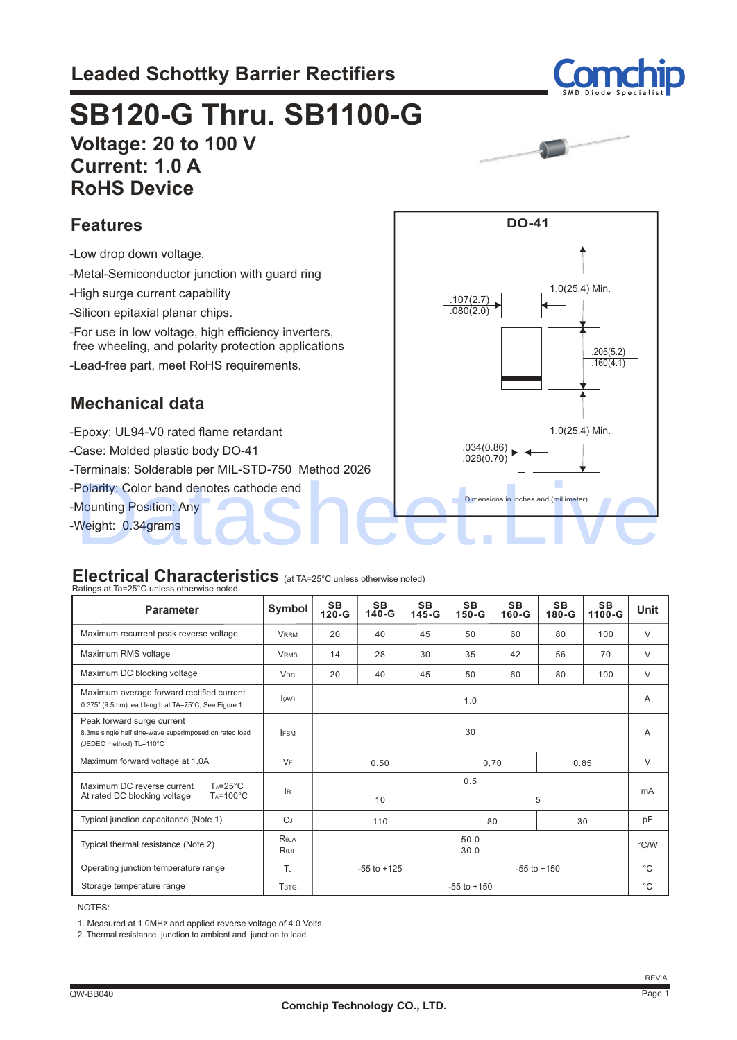# Leaded Schottky Barrier Rectifiers

# SB120-G Thru. SB1100-G

**Voltage: 20 to 100 V**
**Current: 1.0 A**
**RoHS Device**

## Features

-Low drop down voltage.
-Metal-Semiconductor junction with guard ring
-High surge current capability
-Silicon epitaxial planar chips.
-For use in low voltage, high efficiency inverters, free wheeling, and polarity protection applications
-Lead-free part, meet RoHS requirements.

## Mechanical data

-Epoxy: UL94-V0 rated flame retardant
-Case: Molded plastic body DO-41
-Terminals: Solderable per MIL-STD-750 Method 2026
-Polarity: Color band denotes cathode end
-Mounting Position: Any
-Weight: 0.34grams

**DO-41**

.107(2.7) / .080(2.0)
1.0(25.4) Min.
.205(5.2) / .160(4.1)
1.0(25.4) Min.
.034(0.86) / .028(0.70)

Dimensions in inches and (millimeter)

## Electrical Characteristics (at TA=25°C unless otherwise noted)

Ratings at Ta=25°C unless otherwise noted.

| Parameter | Symbol | SB 120-G | SB 140-G | SB 145-G | SB 150-G | SB 160-G | SB 180-G | SB 1100-G | Unit |
|---|---|---|---|---|---|---|---|---|---|
| Maximum recurrent peak reverse voltage | $V_{RRM}$ | 20 | 40 | 45 | 50 | 60 | 80 | 100 | V |
| Maximum RMS voltage | $V_{RMS}$ | 14 | 28 | 30 | 35 | 42 | 56 | 70 | V |
| Maximum DC blocking voltage | $V_{DC}$ | 20 | 40 | 45 | 50 | 60 | 80 | 100 | V |
| Maximum average forward rectified current 0.375" (9.5mm) lead length at TA=75°C, See Figure 1 | $I_{(AV)}$ | 1.0 | | | | | | | A |
| Peak forward surge current 8.3ms single half sine-wave superimposed on rated load (JEDEC method) TL=110°C | $I_{FSM}$ | 30 | | | | | | | A |
| Maximum forward voltage at 1.0A | $V_F$ | 0.50 | | | 0.70 | | 0.85 | | V |
| Maximum DC reverse current At rated DC blocking voltage, $T_A$=25°C | $I_R$ | 0.5 | | | | | | | mA |
| Maximum DC reverse current At rated DC blocking voltage, $T_A$=100°C | $I_R$ | 10 | | | 5 | | | | mA |
| Typical junction capacitance (Note 1) | $C_J$ | 110 | | | 80 | | 30 | | pF |
| Typical thermal resistance (Note 2) | $R_{\theta JA}$ / $R_{\theta JL}$ | 50.0 / 30.0 | | | | | | | °C/W |
| Operating junction temperature range | $T_J$ | -55 to +125 | | | -55 to +150 | | | | °C |
| Storage temperature range | $T_{STG}$ | -55 to +150 | | | | | | | °C |

NOTES:

1. Measured at 1.0MHz and applied reverse voltage of 4.0 Volts.
2. Thermal resistance junction to ambient and junction to lead.

QW-BB040 REV:A

Comchip Technology CO., LTD.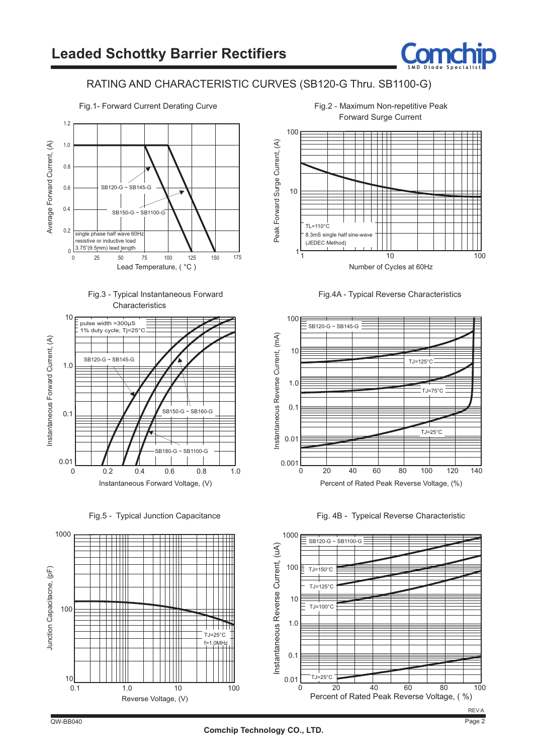# Leaded Schottky Barrier Rectifiers

## RATING AND CHARACTERISTIC CURVES (SB120-G Thru. SB1100-G)

Fig.1- Forward Current Derating Curve

Fig.2 - Maximum Non-repetitive Peak Forward Surge Current

Fig.3 - Typical Instantaneous Forward Characteristics

Fig.4A - Typical Reverse Characteristics

Fig.5 - Typical Junction Capacitance

Fig. 4B - Typeical Reverse Characteristic

QW-BB040

REV:A

Comchip Technology CO., LTD.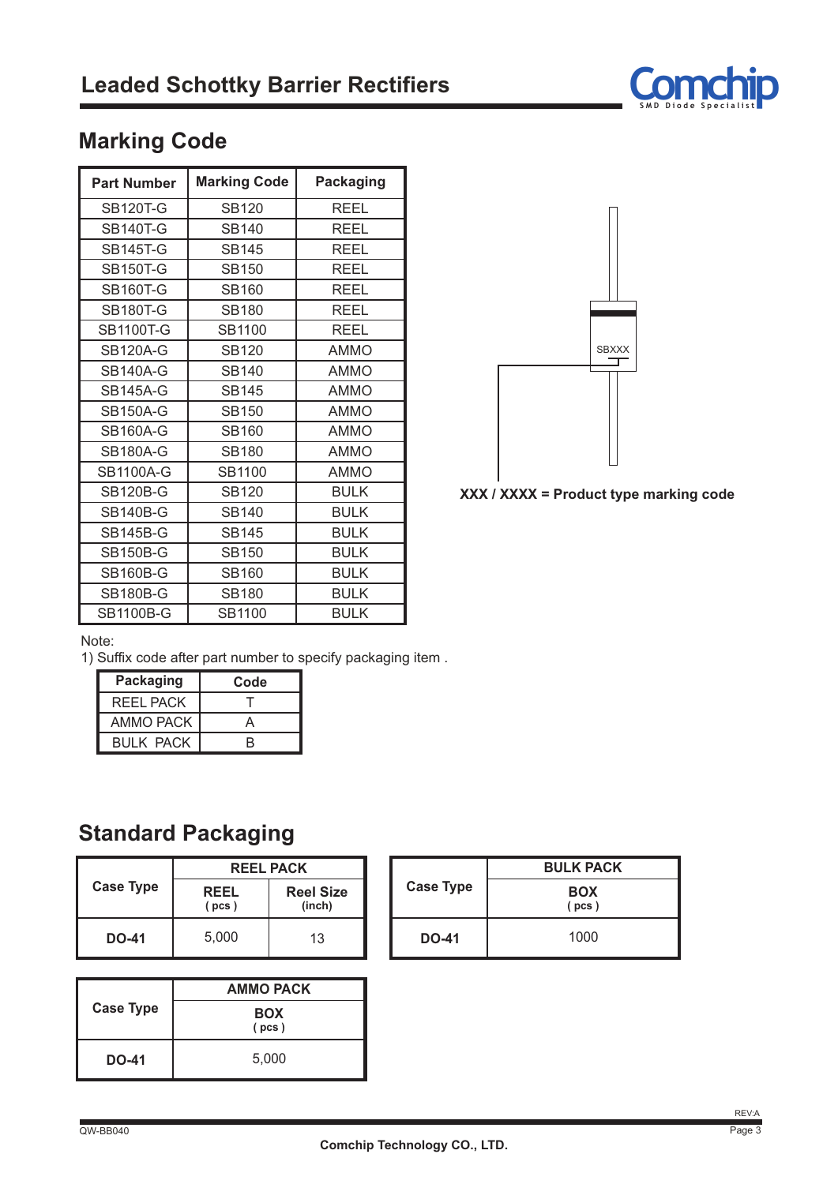## Marking Code

| Part Number | Marking Code | Packaging |
|---|---|---|
| SB120T-G | SB120 | REEL |
| SB140T-G | SB140 | REEL |
| SB145T-G | SB145 | REEL |
| SB150T-G | SB150 | REEL |
| SB160T-G | SB160 | REEL |
| SB180T-G | SB180 | REEL |
| SB1100T-G | SB1100 | REEL |
| SB120A-G | SB120 | AMMO |
| SB140A-G | SB140 | AMMO |
| SB145A-G | SB145 | AMMO |
| SB150A-G | SB150 | AMMO |
| SB160A-G | SB160 | AMMO |
| SB180A-G | SB180 | AMMO |
| SB1100A-G | SB1100 | AMMO |
| SB120B-G | SB120 | BULK |
| SB140B-G | SB140 | BULK |
| SB145B-G | SB145 | BULK |
| SB150B-G | SB150 | BULK |
| SB160B-G | SB160 | BULK |
| SB180B-G | SB180 | BULK |
| SB1100B-G | SB1100 | BULK |

SBXXX

**XXX / XXXX = Product type marking code**

Note:
1) Suffix code after part number to specify packaging item .

| Packaging | Code |
|---|---|
| REEL PACK | T |
| AMMO PACK | A |
| BULK PACK | B |

## Standard Packaging

| Case Type | REEL PACK | |
|---|---|---|
| | REEL (pcs) | Reel Size (inch) |
| DO-41 | 5,000 | 13 |

| Case Type | BULK PACK |
|---|---|
| | BOX (pcs) |
| DO-41 | 1000 |

| Case Type | AMMO PACK |
|---|---|
| | BOX (pcs) |
| DO-41 | 5,000 |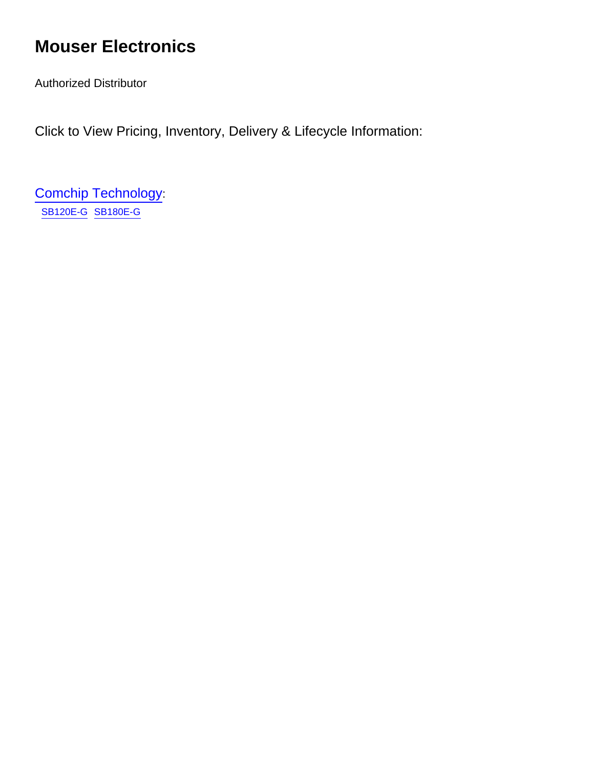# Mouser Electronics

Authorized Distributor

Click to View Pricing, Inventory, Delivery & Lifecycle Information:

Comchip Technology:

SB120E-G SB180E-G